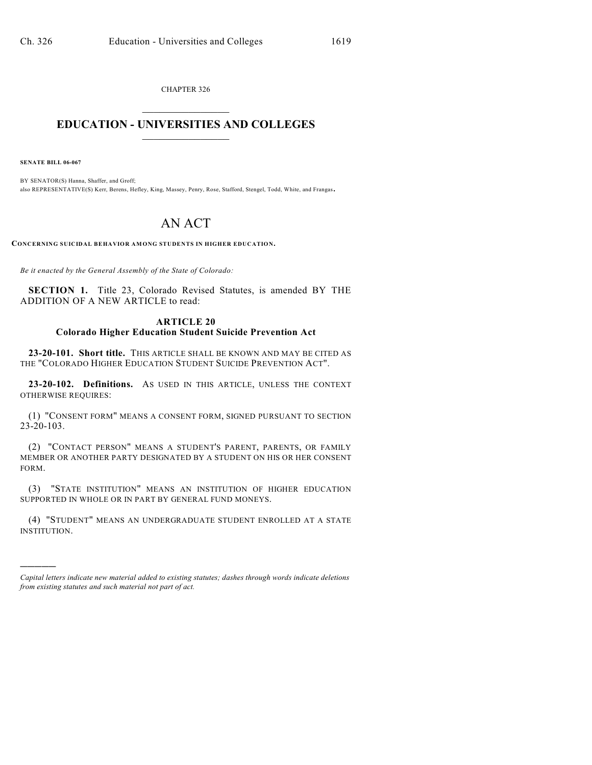CHAPTER 326

# EDUCATION - UNIVERSITIES AND COLLEGES

**SENATE BILL 06-067**

BY SENATOR(S) Hanna, Shaffer, and Groff;
also REPRESENTATIVE(S) Kerr, Berens, Hefley, King, Massey, Penry, Rose, Stafford, Stengel, Todd, White, and Frangas.

# AN ACT

**CONCERNING SUICIDAL BEHAVIOR AMONG STUDENTS IN HIGHER EDUCATION.**

*Be it enacted by the General Assembly of the State of Colorado:*

**SECTION 1.** Title 23, Colorado Revised Statutes, is amended BY THE ADDITION OF A NEW ARTICLE to read:

## ARTICLE 20
## Colorado Higher Education Student Suicide Prevention Act

**23-20-101. Short title.** THIS ARTICLE SHALL BE KNOWN AND MAY BE CITED AS THE "COLORADO HIGHER EDUCATION STUDENT SUICIDE PREVENTION ACT".

**23-20-102. Definitions.** AS USED IN THIS ARTICLE, UNLESS THE CONTEXT OTHERWISE REQUIRES:

(1) "CONSENT FORM" MEANS A CONSENT FORM, SIGNED PURSUANT TO SECTION 23-20-103.

(2) "CONTACT PERSON" MEANS A STUDENT'S PARENT, PARENTS, OR FAMILY MEMBER OR ANOTHER PARTY DESIGNATED BY A STUDENT ON HIS OR HER CONSENT FORM.

(3) "STATE INSTITUTION" MEANS AN INSTITUTION OF HIGHER EDUCATION SUPPORTED IN WHOLE OR IN PART BY GENERAL FUND MONEYS.

(4) "STUDENT" MEANS AN UNDERGRADUATE STUDENT ENROLLED AT A STATE INSTITUTION.

---

*Capital letters indicate new material added to existing statutes; dashes through words indicate deletions from existing statutes and such material not part of act.*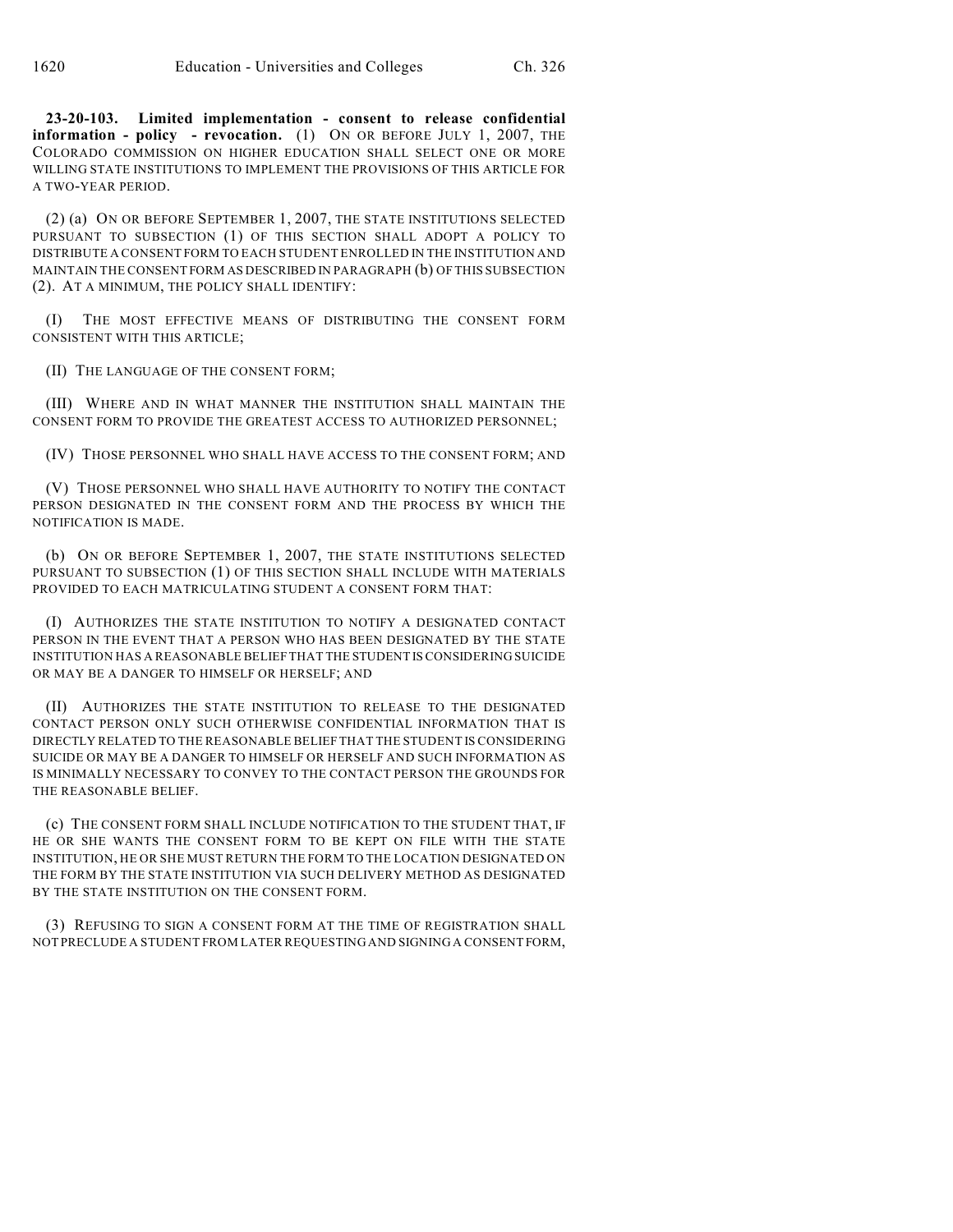**23-20-103. Limited implementation - consent to release confidential information - policy - revocation.** (1) ON OR BEFORE JULY 1, 2007, THE COLORADO COMMISSION ON HIGHER EDUCATION SHALL SELECT ONE OR MORE WILLING STATE INSTITUTIONS TO IMPLEMENT THE PROVISIONS OF THIS ARTICLE FOR A TWO-YEAR PERIOD.

(2) (a) ON OR BEFORE SEPTEMBER 1, 2007, THE STATE INSTITUTIONS SELECTED PURSUANT TO SUBSECTION (1) OF THIS SECTION SHALL ADOPT A POLICY TO DISTRIBUTE A CONSENT FORM TO EACH STUDENT ENROLLED IN THE INSTITUTION AND MAINTAIN THE CONSENT FORM AS DESCRIBED IN PARAGRAPH (b) OF THIS SUBSECTION (2). AT A MINIMUM, THE POLICY SHALL IDENTIFY:

(I) THE MOST EFFECTIVE MEANS OF DISTRIBUTING THE CONSENT FORM CONSISTENT WITH THIS ARTICLE;

(II) THE LANGUAGE OF THE CONSENT FORM;

(III) WHERE AND IN WHAT MANNER THE INSTITUTION SHALL MAINTAIN THE CONSENT FORM TO PROVIDE THE GREATEST ACCESS TO AUTHORIZED PERSONNEL;

(IV) THOSE PERSONNEL WHO SHALL HAVE ACCESS TO THE CONSENT FORM; AND

(V) THOSE PERSONNEL WHO SHALL HAVE AUTHORITY TO NOTIFY THE CONTACT PERSON DESIGNATED IN THE CONSENT FORM AND THE PROCESS BY WHICH THE NOTIFICATION IS MADE.

(b) ON OR BEFORE SEPTEMBER 1, 2007, THE STATE INSTITUTIONS SELECTED PURSUANT TO SUBSECTION (1) OF THIS SECTION SHALL INCLUDE WITH MATERIALS PROVIDED TO EACH MATRICULATING STUDENT A CONSENT FORM THAT:

(I) AUTHORIZES THE STATE INSTITUTION TO NOTIFY A DESIGNATED CONTACT PERSON IN THE EVENT THAT A PERSON WHO HAS BEEN DESIGNATED BY THE STATE INSTITUTION HAS A REASONABLE BELIEF THAT THE STUDENT IS CONSIDERING SUICIDE OR MAY BE A DANGER TO HIMSELF OR HERSELF; AND

(II) AUTHORIZES THE STATE INSTITUTION TO RELEASE TO THE DESIGNATED CONTACT PERSON ONLY SUCH OTHERWISE CONFIDENTIAL INFORMATION THAT IS DIRECTLY RELATED TO THE REASONABLE BELIEF THAT THE STUDENT IS CONSIDERING SUICIDE OR MAY BE A DANGER TO HIMSELF OR HERSELF AND SUCH INFORMATION AS IS MINIMALLY NECESSARY TO CONVEY TO THE CONTACT PERSON THE GROUNDS FOR THE REASONABLE BELIEF.

(c) THE CONSENT FORM SHALL INCLUDE NOTIFICATION TO THE STUDENT THAT, IF HE OR SHE WANTS THE CONSENT FORM TO BE KEPT ON FILE WITH THE STATE INSTITUTION, HE OR SHE MUST RETURN THE FORM TO THE LOCATION DESIGNATED ON THE FORM BY THE STATE INSTITUTION VIA SUCH DELIVERY METHOD AS DESIGNATED BY THE STATE INSTITUTION ON THE CONSENT FORM.

(3) REFUSING TO SIGN A CONSENT FORM AT THE TIME OF REGISTRATION SHALL NOT PRECLUDE A STUDENT FROM LATER REQUESTING AND SIGNING A CONSENT FORM,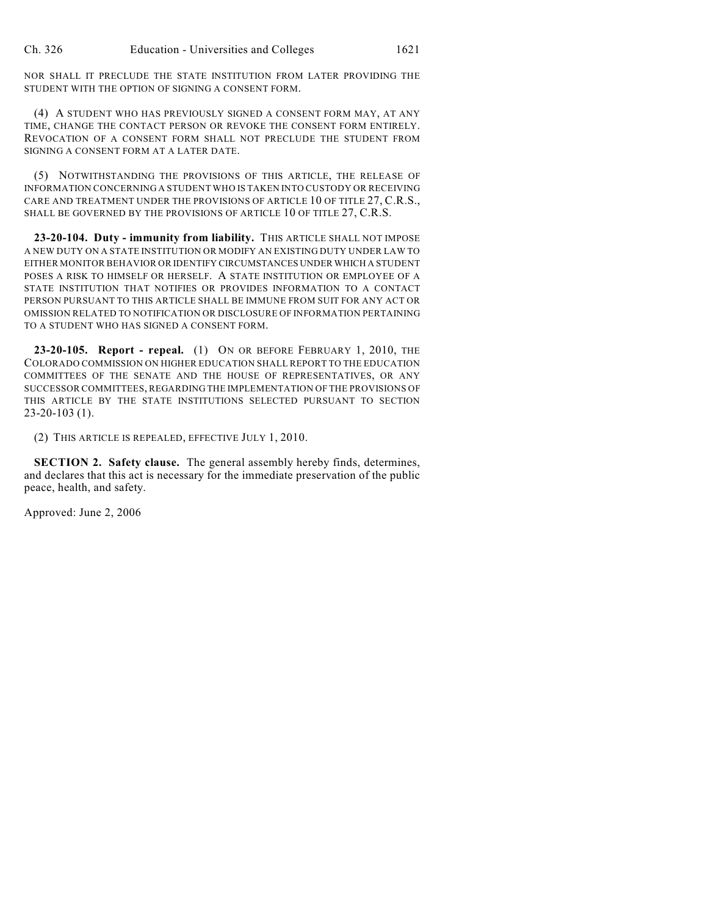NOR SHALL IT PRECLUDE THE STATE INSTITUTION FROM LATER PROVIDING THE STUDENT WITH THE OPTION OF SIGNING A CONSENT FORM.

(4) A STUDENT WHO HAS PREVIOUSLY SIGNED A CONSENT FORM MAY, AT ANY TIME, CHANGE THE CONTACT PERSON OR REVOKE THE CONSENT FORM ENTIRELY. REVOCATION OF A CONSENT FORM SHALL NOT PRECLUDE THE STUDENT FROM SIGNING A CONSENT FORM AT A LATER DATE.

(5) NOTWITHSTANDING THE PROVISIONS OF THIS ARTICLE, THE RELEASE OF INFORMATION CONCERNING A STUDENT WHO IS TAKEN INTO CUSTODY OR RECEIVING CARE AND TREATMENT UNDER THE PROVISIONS OF ARTICLE 10 OF TITLE 27, C.R.S., SHALL BE GOVERNED BY THE PROVISIONS OF ARTICLE 10 OF TITLE 27, C.R.S.

**23-20-104. Duty - immunity from liability.** THIS ARTICLE SHALL NOT IMPOSE A NEW DUTY ON A STATE INSTITUTION OR MODIFY AN EXISTING DUTY UNDER LAW TO EITHER MONITOR BEHAVIOR OR IDENTIFY CIRCUMSTANCES UNDER WHICH A STUDENT POSES A RISK TO HIMSELF OR HERSELF. A STATE INSTITUTION OR EMPLOYEE OF A STATE INSTITUTION THAT NOTIFIES OR PROVIDES INFORMATION TO A CONTACT PERSON PURSUANT TO THIS ARTICLE SHALL BE IMMUNE FROM SUIT FOR ANY ACT OR OMISSION RELATED TO NOTIFICATION OR DISCLOSURE OF INFORMATION PERTAINING TO A STUDENT WHO HAS SIGNED A CONSENT FORM.

**23-20-105. Report - repeal.** (1) ON OR BEFORE FEBRUARY 1, 2010, THE COLORADO COMMISSION ON HIGHER EDUCATION SHALL REPORT TO THE EDUCATION COMMITTEES OF THE SENATE AND THE HOUSE OF REPRESENTATIVES, OR ANY SUCCESSOR COMMITTEES, REGARDING THE IMPLEMENTATION OF THE PROVISIONS OF THIS ARTICLE BY THE STATE INSTITUTIONS SELECTED PURSUANT TO SECTION 23-20-103 (1).

(2) THIS ARTICLE IS REPEALED, EFFECTIVE JULY 1, 2010.

**SECTION 2. Safety clause.** The general assembly hereby finds, determines, and declares that this act is necessary for the immediate preservation of the public peace, health, and safety.

Approved: June 2, 2006